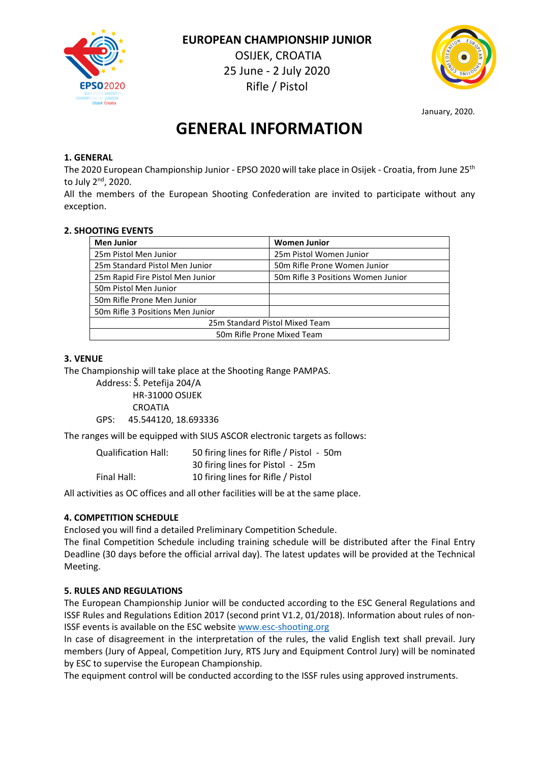**EUROPEAN CHAMPIONSHIP JUNIOR**
OSIJEK, CROATIA
25 June - 2 July 2020
Rifle / Pistol

January, 2020.

# GENERAL INFORMATION

## 1. GENERAL

The 2020 European Championship Junior - EPSO 2020 will take place in Osijek - Croatia, from June 25th to July 2nd, 2020.

All the members of the European Shooting Confederation are invited to participate without any exception.

## 2. SHOOTING EVENTS

| Men Junior | Women Junior |
|---|---|
| 25m Pistol Men Junior | 25m Pistol Women Junior |
| 25m Standard Pistol Men Junior | 50m Rifle Prone Women Junior |
| 25m Rapid Fire Pistol Men Junior | 50m Rifle 3 Positions Women Junior |
| 50m Pistol Men Junior | |
| 50m Rifle Prone Men Junior | |
| 50m Rifle 3 Positions Men Junior | |
| 25m Standard Pistol Mixed Team | |
| 50m Rifle Prone Mixed Team | |

## 3. VENUE

The Championship will take place at the Shooting Range PAMPAS.

Address: Š. Petefija 204/A
HR-31000 OSIJEK
CROATIA

GPS: 45.544120, 18.693336

The ranges will be equipped with SIUS ASCOR electronic targets as follows:

| | |
|---|---|
| Qualification Hall: | 50 firing lines for Rifle / Pistol - 50m |
| | 30 firing lines for Pistol - 25m |
| Final Hall: | 10 firing lines for Rifle / Pistol |

All activities as OC offices and all other facilities will be at the same place.

## 4. COMPETITION SCHEDULE

Enclosed you will find a detailed Preliminary Competition Schedule.

The final Competition Schedule including training schedule will be distributed after the Final Entry Deadline (30 days before the official arrival day). The latest updates will be provided at the Technical Meeting.

## 5. RULES AND REGULATIONS

The European Championship Junior will be conducted according to the ESC General Regulations and ISSF Rules and Regulations Edition 2017 (second print V1.2, 01/2018). Information about rules of non-ISSF events is available on the ESC website www.esc-shooting.org

In case of disagreement in the interpretation of the rules, the valid English text shall prevail. Jury members (Jury of Appeal, Competition Jury, RTS Jury and Equipment Control Jury) will be nominated by ESC to supervise the European Championship.

The equipment control will be conducted according to the ISSF rules using approved instruments.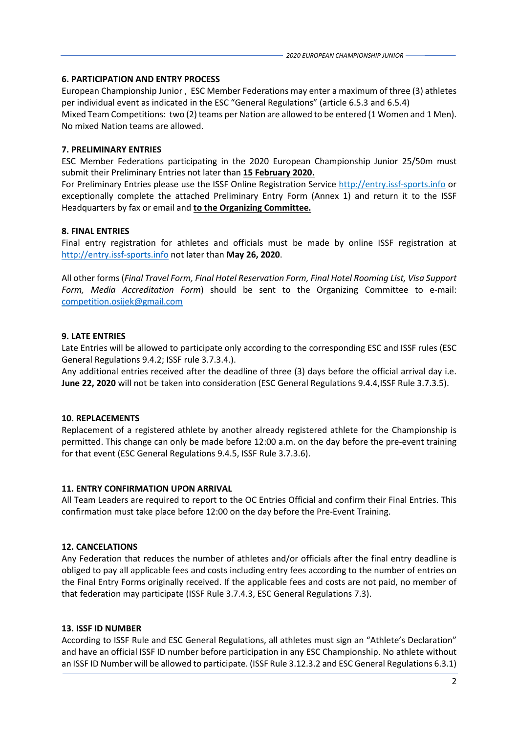### 6. PARTICIPATION AND ENTRY PROCESS

European Championship Junior , ESC Member Federations may enter a maximum of three (3) athletes per individual event as indicated in the ESC "General Regulations" (article 6.5.3 and 6.5.4)

Mixed Team Competitions: two (2) teams per Nation are allowed to be entered (1 Women and 1 Men). No mixed Nation teams are allowed.

### 7. PRELIMINARY ENTRIES

ESC Member Federations participating in the 2020 European Championship Junior ~~25/50m~~ must submit their Preliminary Entries not later than **15 February 2020.**

For Preliminary Entries please use the ISSF Online Registration Service http://entry.issf-sports.info or exceptionally complete the attached Preliminary Entry Form (Annex 1) and return it to the ISSF Headquarters by fax or email and **to the Organizing Committee.**

### 8. FINAL ENTRIES

Final entry registration for athletes and officials must be made by online ISSF registration at http://entry.issf-sports.info not later than **May 26, 2020**.

All other forms (*Final Travel Form, Final Hotel Reservation Form, Final Hotel Rooming List, Visa Support Form, Media Accreditation Form*) should be sent to the Organizing Committee to e-mail: competition.osijek@gmail.com

### 9. LATE ENTRIES

Late Entries will be allowed to participate only according to the corresponding ESC and ISSF rules (ESC General Regulations 9.4.2; ISSF rule 3.7.3.4.).

Any additional entries received after the deadline of three (3) days before the official arrival day i.e. **June 22, 2020** will not be taken into consideration (ESC General Regulations 9.4.4,ISSF Rule 3.7.3.5).

### 10. REPLACEMENTS

Replacement of a registered athlete by another already registered athlete for the Championship is permitted. This change can only be made before 12:00 a.m. on the day before the pre-event training for that event (ESC General Regulations 9.4.5, ISSF Rule 3.7.3.6).

### 11. ENTRY CONFIRMATION UPON ARRIVAL

All Team Leaders are required to report to the OC Entries Official and confirm their Final Entries. This confirmation must take place before 12:00 on the day before the Pre-Event Training.

### 12. CANCELATIONS

Any Federation that reduces the number of athletes and/or officials after the final entry deadline is obliged to pay all applicable fees and costs including entry fees according to the number of entries on the Final Entry Forms originally received. If the applicable fees and costs are not paid, no member of that federation may participate (ISSF Rule 3.7.4.3, ESC General Regulations 7.3).

### 13. ISSF ID NUMBER

According to ISSF Rule and ESC General Regulations, all athletes must sign an "Athlete's Declaration" and have an official ISSF ID number before participation in any ESC Championship. No athlete without an ISSF ID Number will be allowed to participate. (ISSF Rule 3.12.3.2 and ESC General Regulations 6.3.1)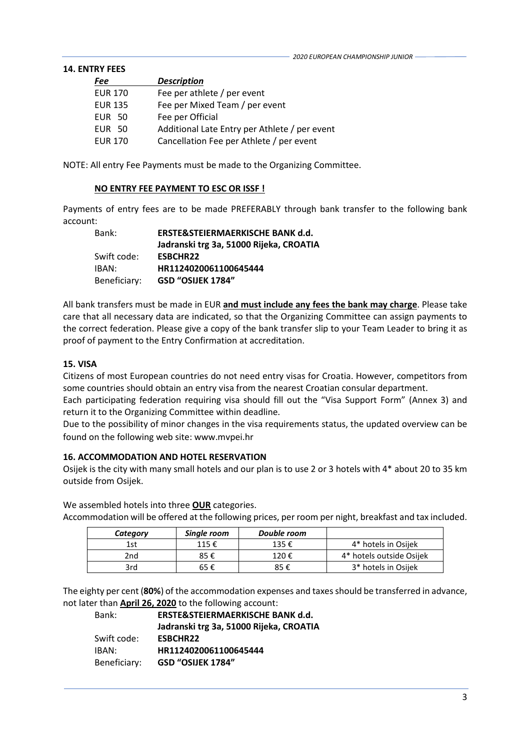## 14. ENTRY FEES

| Fee | Description |
|---|---|
| EUR 170 | Fee per athlete / per event |
| EUR 135 | Fee per Mixed Team / per event |
| EUR 50 | Fee per Official |
| EUR 50 | Additional Late Entry per Athlete / per event |
| EUR 170 | Cancellation Fee per Athlete / per event |

NOTE: All entry Fee Payments must be made to the Organizing Committee.

**NO ENTRY FEE PAYMENT TO ESC OR ISSF !**

Payments of entry fees are to be made PREFERABLY through bank transfer to the following bank account:

Bank: **ERSTE&STEIERMAERKISCHE BANK d.d.**
**Jadranski trg 3a, 51000 Rijeka, CROATIA**
Swift code: **ESBCHR22**
IBAN: **HR1124020061100645444**
Beneficiary: **GSD "OSIJEK 1784"**

All bank transfers must be made in EUR **and must include any fees the bank may charge**. Please take care that all necessary data are indicated, so that the Organizing Committee can assign payments to the correct federation. Please give a copy of the bank transfer slip to your Team Leader to bring it as proof of payment to the Entry Confirmation at accreditation.

## 15. VISA

Citizens of most European countries do not need entry visas for Croatia. However, competitors from some countries should obtain an entry visa from the nearest Croatian consular department.

Each participating federation requiring visa should fill out the "Visa Support Form" (Annex 3) and return it to the Organizing Committee within deadline.

Due to the possibility of minor changes in the visa requirements status, the updated overview can be found on the following web site: www.mvpei.hr

## 16. ACCOMMODATION AND HOTEL RESERVATION

Osijek is the city with many small hotels and our plan is to use 2 or 3 hotels with 4* about 20 to 35 km outside from Osijek.

We assembled hotels into three **OUR** categories.

Accommodation will be offered at the following prices, per room per night, breakfast and tax included.

| *Category* | *Single room* | *Double room* | |
|---|---|---|---|
| 1st | 115 € | 135 € | 4* hotels in Osijek |
| 2nd | 85 € | 120 € | 4* hotels outside Osijek |
| 3rd | 65 € | 85 € | 3* hotels in Osijek |

The eighty per cent (**80%**) of the accommodation expenses and taxes should be transferred in advance, not later than **April 26, 2020** to the following account:

Bank: **ERSTE&STEIERMAERKISCHE BANK d.d.**
**Jadranski trg 3a, 51000 Rijeka, CROATIA**
Swift code: **ESBCHR22**
IBAN: **HR1124020061100645444**
Beneficiary: **GSD "OSIJEK 1784"**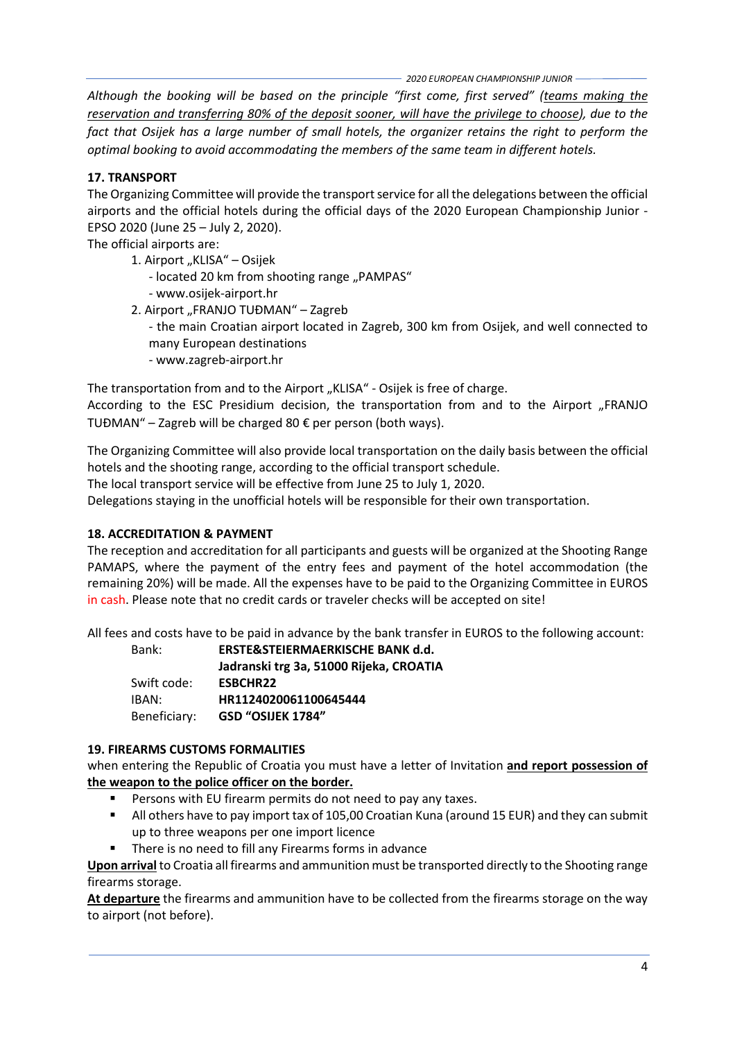*Although the booking will be based on the principle "first come, first served" (teams making the reservation and transferring 80% of the deposit sooner, will have the privilege to choose), due to the fact that Osijek has a large number of small hotels, the organizer retains the right to perform the optimal booking to avoid accommodating the members of the same team in different hotels.*

### 17. TRANSPORT

The Organizing Committee will provide the transport service for all the delegations between the official airports and the official hotels during the official days of the 2020 European Championship Junior - EPSO 2020 (June 25 – July 2, 2020).

The official airports are:

1. Airport „KLISA" – Osijek
   - located 20 km from shooting range „PAMPAS"
   - www.osijek-airport.hr
2. Airport „FRANJO TUĐMAN" – Zagreb
   - the main Croatian airport located in Zagreb, 300 km from Osijek, and well connected to many European destinations
   - www.zagreb-airport.hr

The transportation from and to the Airport „KLISA" - Osijek is free of charge.
According to the ESC Presidium decision, the transportation from and to the Airport „FRANJO TUĐMAN" – Zagreb will be charged 80 € per person (both ways).

The Organizing Committee will also provide local transportation on the daily basis between the official hotels and the shooting range, according to the official transport schedule.
The local transport service will be effective from June 25 to July 1, 2020.
Delegations staying in the unofficial hotels will be responsible for their own transportation.

### 18. ACCREDITATION & PAYMENT

The reception and accreditation for all participants and guests will be organized at the Shooting Range PAMAPS, where the payment of the entry fees and payment of the hotel accommodation (the remaining 20%) will be made. All the expenses have to be paid to the Organizing Committee in EUROS in cash. Please note that no credit cards or traveler checks will be accepted on site!

All fees and costs have to be paid in advance by the bank transfer in EUROS to the following account:

| | |
|---|---|
| Bank: | **ERSTE&STEIERMAERKISCHE BANK d.d.** |
| | **Jadranski trg 3a, 51000 Rijeka, CROATIA** |
| Swift code: | **ESBCHR22** |
| IBAN: | **HR1124020061100645444** |
| Beneficiary: | **GSD "OSIJEK 1784"** |

### 19. FIREARMS CUSTOMS FORMALITIES

when entering the Republic of Croatia you must have a letter of Invitation **and report possession of the weapon to the police officer on the border.**

- Persons with EU firearm permits do not need to pay any taxes.
- All others have to pay import tax of 105,00 Croatian Kuna (around 15 EUR) and they can submit up to three weapons per one import licence
- There is no need to fill any Firearms forms in advance

**Upon arrival** to Croatia all firearms and ammunition must be transported directly to the Shooting range firearms storage.

**At departure** the firearms and ammunition have to be collected from the firearms storage on the way to airport (not before).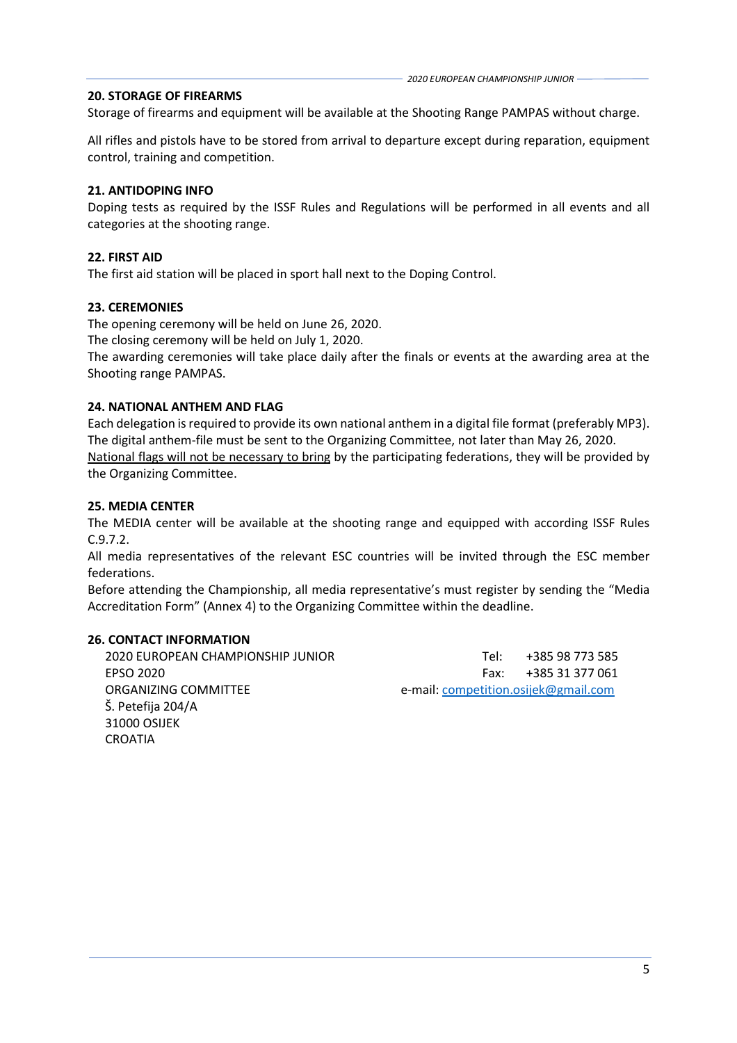## 20. STORAGE OF FIREARMS

Storage of firearms and equipment will be available at the Shooting Range PAMPAS without charge.

All rifles and pistols have to be stored from arrival to departure except during reparation, equipment control, training and competition.

## 21. ANTIDOPING INFO

Doping tests as required by the ISSF Rules and Regulations will be performed in all events and all categories at the shooting range.

## 22. FIRST AID

The first aid station will be placed in sport hall next to the Doping Control.

## 23. CEREMONIES

The opening ceremony will be held on June 26, 2020.
The closing ceremony will be held on July 1, 2020.
The awarding ceremonies will take place daily after the finals or events at the awarding area at the Shooting range PAMPAS.

## 24. NATIONAL ANTHEM AND FLAG

Each delegation is required to provide its own national anthem in a digital file format (preferably MP3). The digital anthem-file must be sent to the Organizing Committee, not later than May 26, 2020.
National flags will not be necessary to bring by the participating federations, they will be provided by the Organizing Committee.

## 25. MEDIA CENTER

The MEDIA center will be available at the shooting range and equipped with according ISSF Rules C.9.7.2.
All media representatives of the relevant ESC countries will be invited through the ESC member federations.
Before attending the Championship, all media representative's must register by sending the "Media Accreditation Form" (Annex 4) to the Organizing Committee within the deadline.

## 26. CONTACT INFORMATION

2020 EUROPEAN CHAMPIONSHIP JUNIOR
EPSO 2020
ORGANIZING COMMITTEE
Š. Petefija 204/A
31000 OSIJEK
CROATIA

Tel: +385 98 773 585
Fax: +385 31 377 061
e-mail: competition.osijek@gmail.com